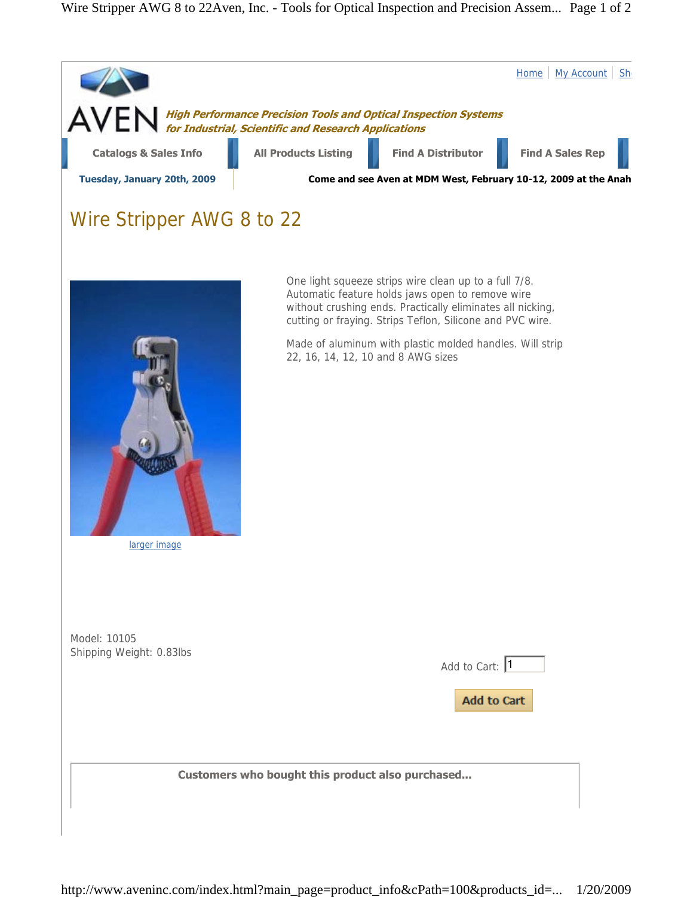Home | My Account | Sh

AVEN

*High Performance Precision Tools and Optical Inspection Systems for Industrial, Scientific and Research Applications*

Catalogs & Sales Info | All Products Listing | Find A Distributor | Find A Sales Rep

**Tuesday, January 20th, 2009**

**Come and see Aven at MDM West, February 10-12, 2009 at the Anah**

# Wire Stripper AWG 8 to 22

larger image

One light squeeze strips wire clean up to a full 7/8. Automatic feature holds jaws open to remove wire without crushing ends. Practically eliminates all nicking, cutting or fraying. Strips Teflon, Silicone and PVC wire.

Made of aluminum with plastic molded handles. Will strip 22, 16, 14, 12, 10 and 8 AWG sizes

Model: 10105
Shipping Weight: 0.83lbs

Add to Cart: 1

**Add to Cart**

**Customers who bought this product also purchased...**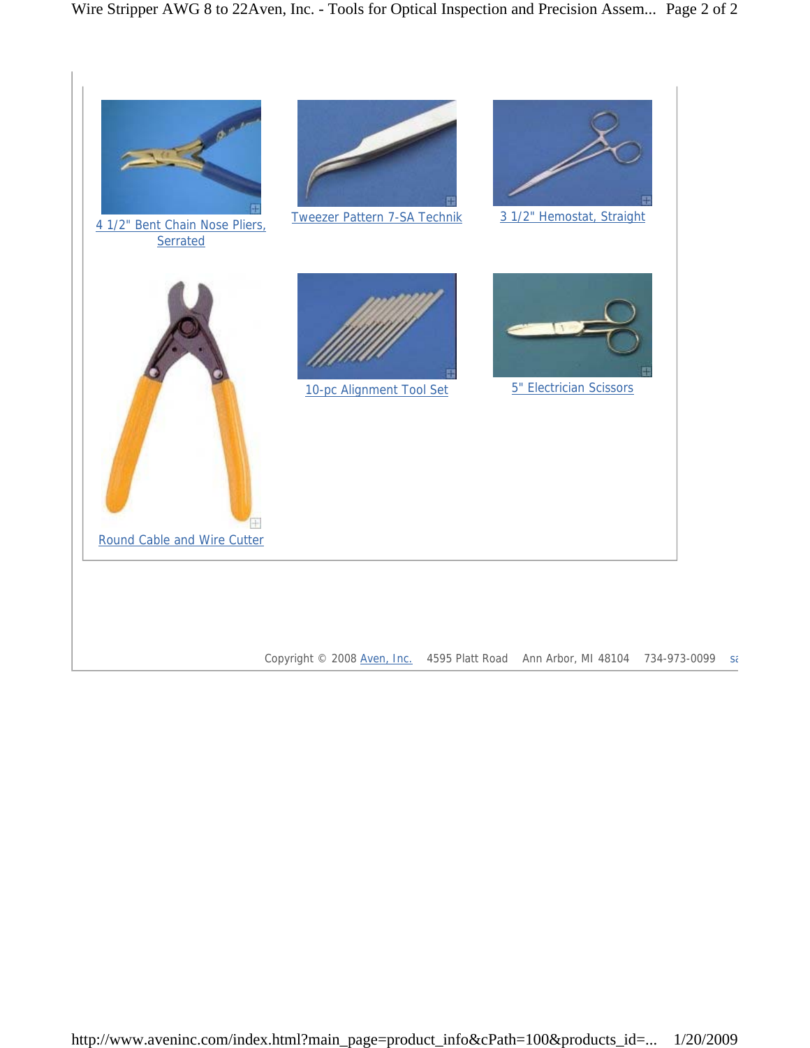4 1/2" Bent Chain Nose Pliers, Serrated

Tweezer Pattern 7-SA Technik

3 1/2" Hemostat, Straight

Round Cable and Wire Cutter

10-pc Alignment Tool Set

5" Electrician Scissors

Copyright © 2008 Aven, Inc. 4595 Platt Road Ann Arbor, MI 48104 734-973-0099 sa